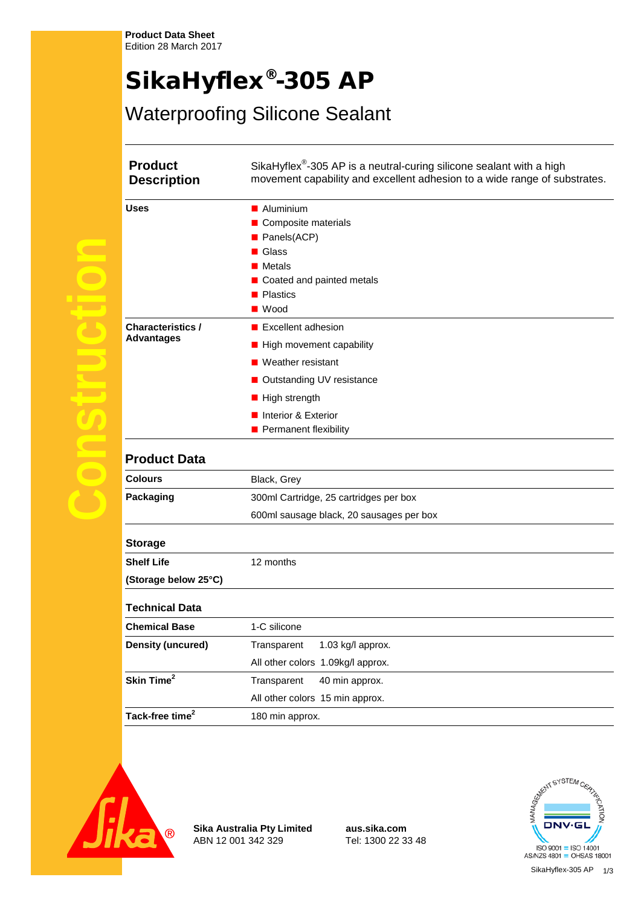**Product Data Sheet**
Edition 28 March 2017

# SikaHyflex®-305 AP

## Waterproofing Silicone Sealant

| | |
|---|---|
| **Product Description** | SikaHyflex®-305 AP is a neutral-curing silicone sealant with a high movement capability and excellent adhesion to a wide range of substrates. |
| **Uses** | ■ Aluminium<br>■ Composite materials<br>■ Panels(ACP)<br>■ Glass<br>■ Metals<br>■ Coated and painted metals<br>■ Plastics<br>■ Wood |
| **Characteristics / Advantages** | ■ Excellent adhesion<br>■ High movement capability<br>■ Weather resistant<br>■ Outstanding UV resistance<br>■ High strength<br>■ Interior & Exterior<br>■ Permanent flexibility |

## Product Data

| | |
|---|---|
| **Colours** | Black, Grey |
| **Packaging** | 300ml Cartridge, 25 cartridges per box<br>600ml sausage black, 20 sausages per box |

### Storage

| | |
|---|---|
| **Shelf Life (Storage below 25°C)** | 12 months |

### Technical Data

| | | |
|---|---|---|
| **Chemical Base** | 1-C silicone | |
| **Density (uncured)** | Transparent | 1.03 kg/l approx. |
| | All other colors | 1.09kg/l approx. |
| **Skin Time[2]** | Transparent | 40 min approx. |
| | All other colors | 15 min approx. |
| **Tack-free time[2]** | 180 min approx. | |

**Sika Australia Pty Limited**
ABN 12 001 342 329

**aus.sika.com**
Tel: 1300 22 33 48

ISO 9001 = ISO 14001
AS/NZS 4801 = OHSAS 18001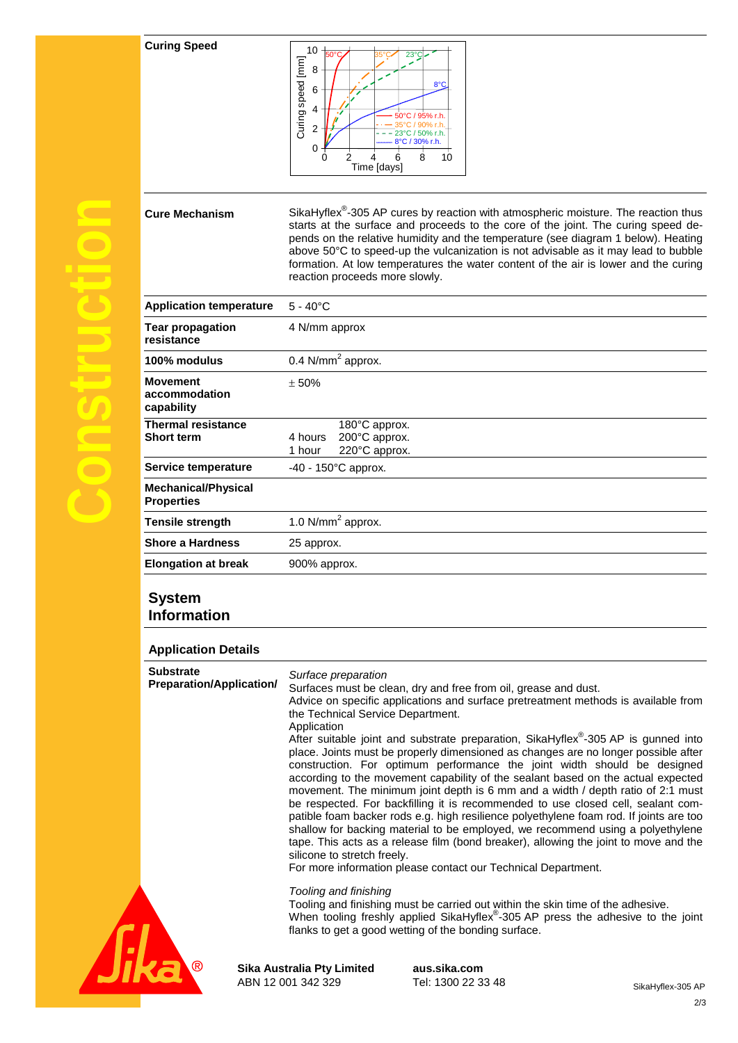| | |
|---|---|
| **Curing Speed** | |
| **Cure Mechanism** | SikaHyflex®-305 AP cures by reaction with atmospheric moisture. The reaction thus starts at the surface and proceeds to the core of the joint. The curing speed depends on the relative humidity and the temperature (see diagram 1 below). Heating above 50°C to speed-up the vulcanization is not advisable as it may lead to bubble formation. At low temperatures the water content of the air is lower and the curing reaction proceeds more slowly. |
| **Application temperature** | 5 - 40°C |
| **Tear propagation resistance** | 4 N/mm approx |
| **100% modulus** | 0.4 $N/mm^2$ approx. |
| **Movement accommodation capability** | ± 50% |
| **Thermal resistance Short term** | 180°C approx.<br>4 hours 200°C approx.<br>1 hour 220°C approx. |
| **Service temperature** | -40 - 150°C approx. |
| **Mechanical/Physical Properties** | |
| **Tensile strength** | 1.0 $N/mm^2$ approx. |
| **Shore a Hardness** | 25 approx. |
| **Elongation at break** | 900% approx. |

## System Information

### Application Details

**Substrate Preparation/Application/**

*Surface preparation*

Surfaces must be clean, dry and free from oil, grease and dust.

Advice on specific applications and surface pretreatment methods is available from the Technical Service Department.

Application

After suitable joint and substrate preparation, SikaHyflex®-305 AP is gunned into place. Joints must be properly dimensioned as changes are no longer possible after construction. For optimum performance the joint width should be designed according to the movement capability of the sealant based on the actual expected movement. The minimum joint depth is 6 mm and a width / depth ratio of 2:1 must be respected. For backfilling it is recommended to use closed cell, sealant compatible foam backer rods e.g. high resilience polyethylene foam rod. If joints are too shallow for backing material to be employed, we recommend using a polyethylene tape. This acts as a release film (bond breaker), allowing the joint to move and the silicone to stretch freely.

For more information please contact our Technical Department.

*Tooling and finishing*

Tooling and finishing must be carried out within the skin time of the adhesive.

When tooling freshly applied SikaHyflex®-305 AP press the adhesive to the joint flanks to get a good wetting of the bonding surface.

**Sika Australia Pty Limited**
ABN 12 001 342 329

**aus.sika.com**
Tel: 1300 22 33 48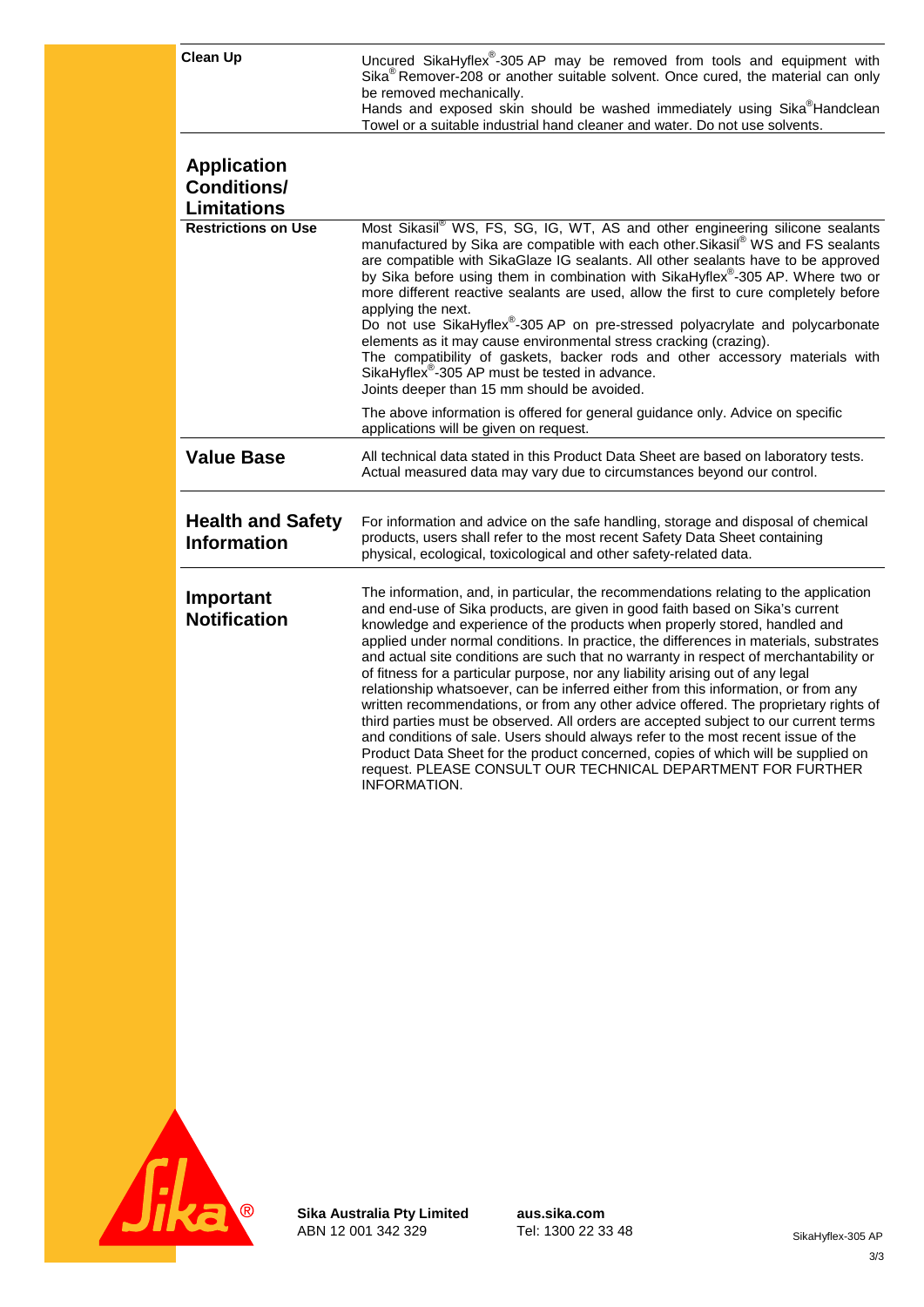**Clean Up**

Uncured SikaHyflex®-305 AP may be removed from tools and equipment with Sika® Remover-208 or another suitable solvent. Once cured, the material can only be removed mechanically.
Hands and exposed skin should be washed immediately using Sika® Handclean Towel or a suitable industrial hand cleaner and water. Do not use solvents.

## Application Conditions/ Limitations

**Restrictions on Use**

Most Sikasil® WS, FS, SG, IG, WT, AS and other engineering silicone sealants manufactured by Sika are compatible with each other. Sikasil® WS and FS sealants are compatible with SikaGlaze IG sealants. All other sealants have to be approved by Sika before using them in combination with SikaHyflex®-305 AP. Where two or more different reactive sealants are used, allow the first to cure completely before applying the next.
Do not use SikaHyflex®-305 AP on pre-stressed polyacrylate and polycarbonate elements as it may cause environmental stress cracking (crazing).
The compatibility of gaskets, backer rods and other accessory materials with SikaHyflex®-305 AP must be tested in advance.
Joints deeper than 15 mm should be avoided.

The above information is offered for general guidance only. Advice on specific applications will be given on request.

## Value Base

All technical data stated in this Product Data Sheet are based on laboratory tests. Actual measured data may vary due to circumstances beyond our control.

## Health and Safety Information

For information and advice on the safe handling, storage and disposal of chemical products, users shall refer to the most recent Safety Data Sheet containing physical, ecological, toxicological and other safety-related data.

## Important Notification

The information, and, in particular, the recommendations relating to the application and end-use of Sika products, are given in good faith based on Sika's current knowledge and experience of the products when properly stored, handled and applied under normal conditions. In practice, the differences in materials, substrates and actual site conditions are such that no warranty in respect of merchantability or of fitness for a particular purpose, nor any liability arising out of any legal relationship whatsoever, can be inferred either from this information, or from any written recommendations, or from any other advice offered. The proprietary rights of third parties must be observed. All orders are accepted subject to our current terms and conditions of sale. Users should always refer to the most recent issue of the Product Data Sheet for the product concerned, copies of which will be supplied on request. PLEASE CONSULT OUR TECHNICAL DEPARTMENT FOR FURTHER INFORMATION.

**Sika Australia Pty Limited**
ABN 12 001 342 329

**aus.sika.com**
Tel: 1300 22 33 48